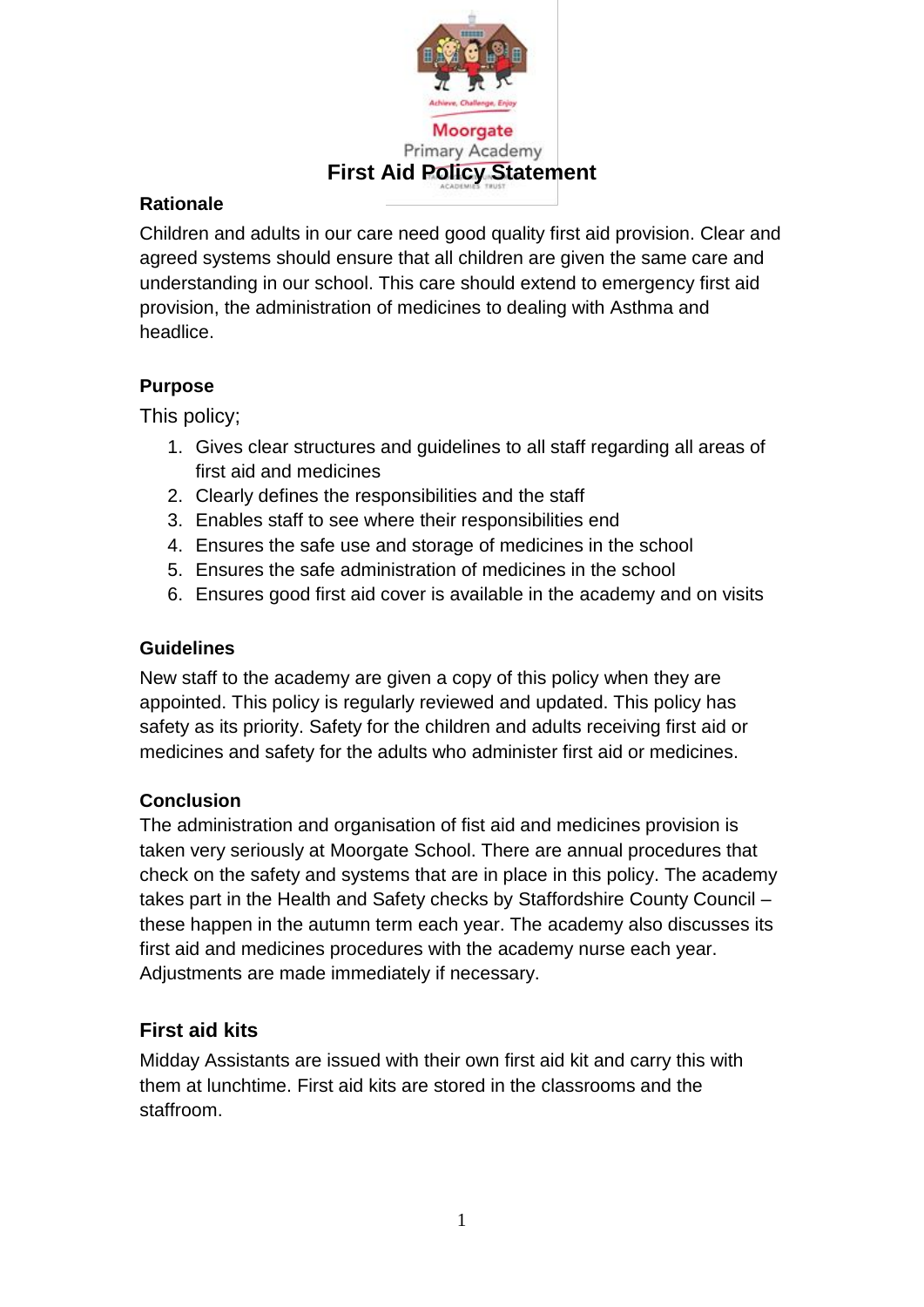# First Aid Policy Statement

### Rationale

Children and adults in our care need good quality first aid provision. Clear and agreed systems should ensure that all children are given the same care and understanding in our school. This care should extend to emergency first aid provision, the administration of medicines to dealing with Asthma and headlice.

### Purpose

This policy;

1. Gives clear structures and guidelines to all staff regarding all areas of first aid and medicines
2. Clearly defines the responsibilities and the staff
3. Enables staff to see where their responsibilities end
4. Ensures the safe use and storage of medicines in the school
5. Ensures the safe administration of medicines in the school
6. Ensures good first aid cover is available in the academy and on visits

### Guidelines

New staff to the academy are given a copy of this policy when they are appointed. This policy is regularly reviewed and updated. This policy has safety as its priority. Safety for the children and adults receiving first aid or medicines and safety for the adults who administer first aid or medicines.

### Conclusion

The administration and organisation of fist aid and medicines provision is taken very seriously at Moorgate School. There are annual procedures that check on the safety and systems that are in place in this policy. The academy takes part in the Health and Safety checks by Staffordshire County Council – these happen in the autumn term each year. The academy also discusses its first aid and medicines procedures with the academy nurse each year. Adjustments are made immediately if necessary.

## First aid kits

Midday Assistants are issued with their own first aid kit and carry this with them at lunchtime. First aid kits are stored in the classrooms and the staffroom.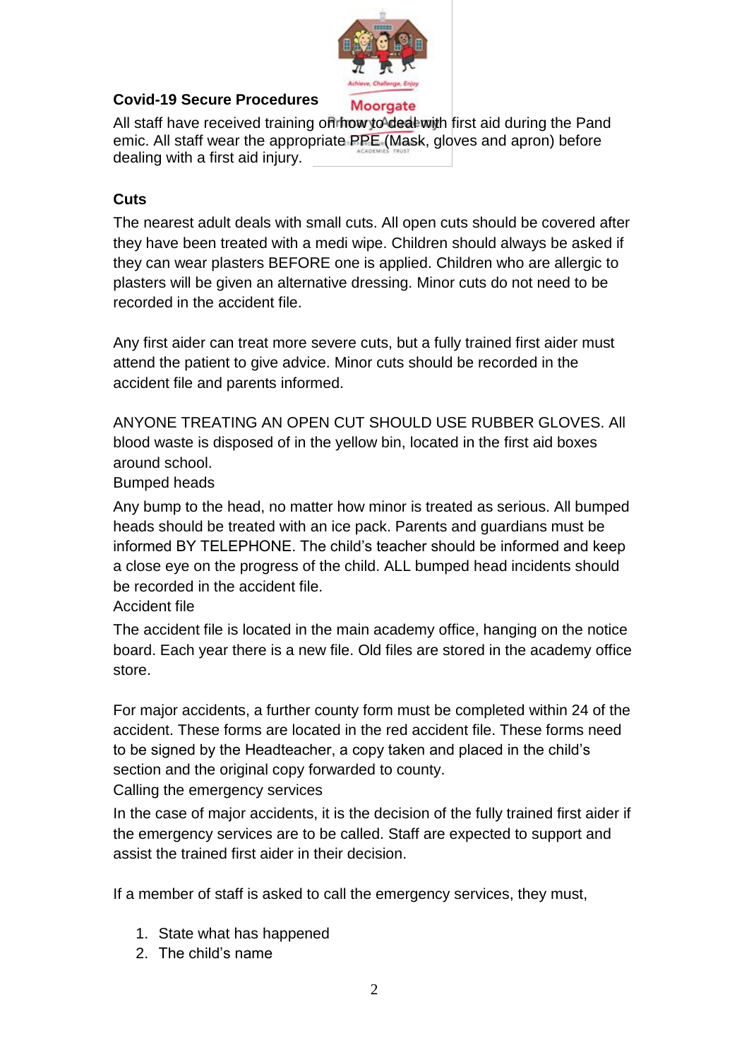**Covid-19 Secure Procedures**

All staff have received training on how to deal with first aid during the Pand emic. All staff wear the appropriate PPE (Mask, gloves and apron) before dealing with a first aid injury.

**Cuts**

The nearest adult deals with small cuts. All open cuts should be covered after they have been treated with a medi wipe. Children should always be asked if they can wear plasters BEFORE one is applied. Children who are allergic to plasters will be given an alternative dressing. Minor cuts do not need to be recorded in the accident file.

Any first aider can treat more severe cuts, but a fully trained first aider must attend the patient to give advice. Minor cuts should be recorded in the accident file and parents informed.

ANYONE TREATING AN OPEN CUT SHOULD USE RUBBER GLOVES. All blood waste is disposed of in the yellow bin, located in the first aid boxes around school.

Bumped heads

Any bump to the head, no matter how minor is treated as serious. All bumped heads should be treated with an ice pack. Parents and guardians must be informed BY TELEPHONE. The child's teacher should be informed and keep a close eye on the progress of the child. ALL bumped head incidents should be recorded in the accident file.

Accident file

The accident file is located in the main academy office, hanging on the notice board. Each year there is a new file. Old files are stored in the academy office store.

For major accidents, a further county form must be completed within 24 of the accident. These forms are located in the red accident file. These forms need to be signed by the Headteacher, a copy taken and placed in the child's section and the original copy forwarded to county.

Calling the emergency services

In the case of major accidents, it is the decision of the fully trained first aider if the emergency services are to be called. Staff are expected to support and assist the trained first aider in their decision.

If a member of staff is asked to call the emergency services, they must,

1. State what has happened
2. The child's name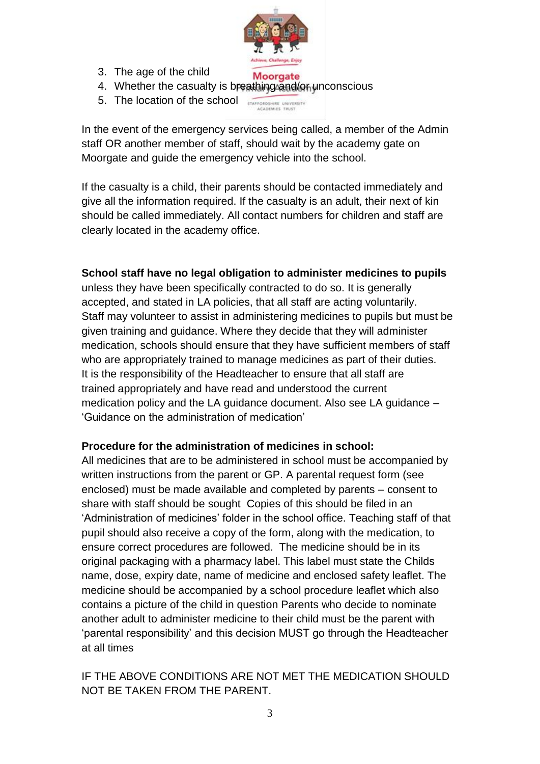3. The age of the child
4. Whether the casualty is breathing and/or unconscious
5. The location of the school

In the event of the emergency services being called, a member of the Admin staff OR another member of staff, should wait by the academy gate on Moorgate and guide the emergency vehicle into the school.

If the casualty is a child, their parents should be contacted immediately and give all the information required. If the casualty is an adult, their next of kin should be called immediately. All contact numbers for children and staff are clearly located in the academy office.

**School staff have no legal obligation to administer medicines to pupils** unless they have been specifically contracted to do so. It is generally accepted, and stated in LA policies, that all staff are acting voluntarily. Staff may volunteer to assist in administering medicines to pupils but must be given training and guidance. Where they decide that they will administer medication, schools should ensure that they have sufficient members of staff who are appropriately trained to manage medicines as part of their duties. It is the responsibility of the Headteacher to ensure that all staff are trained appropriately and have read and understood the current medication policy and the LA guidance document. Also see LA guidance – 'Guidance on the administration of medication'

**Procedure for the administration of medicines in school:**

All medicines that are to be administered in school must be accompanied by written instructions from the parent or GP. A parental request form (see enclosed) must be made available and completed by parents – consent to share with staff should be sought  Copies of this should be filed in an 'Administration of medicines' folder in the school office. Teaching staff of that pupil should also receive a copy of the form, along with the medication, to ensure correct procedures are followed.  The medicine should be in its original packaging with a pharmacy label. This label must state the Childs name, dose, expiry date, name of medicine and enclosed safety leaflet. The medicine should be accompanied by a school procedure leaflet which also contains a picture of the child in question Parents who decide to nominate another adult to administer medicine to their child must be the parent with 'parental responsibility' and this decision MUST go through the Headteacher at all times

IF THE ABOVE CONDITIONS ARE NOT MET THE MEDICATION SHOULD NOT BE TAKEN FROM THE PARENT.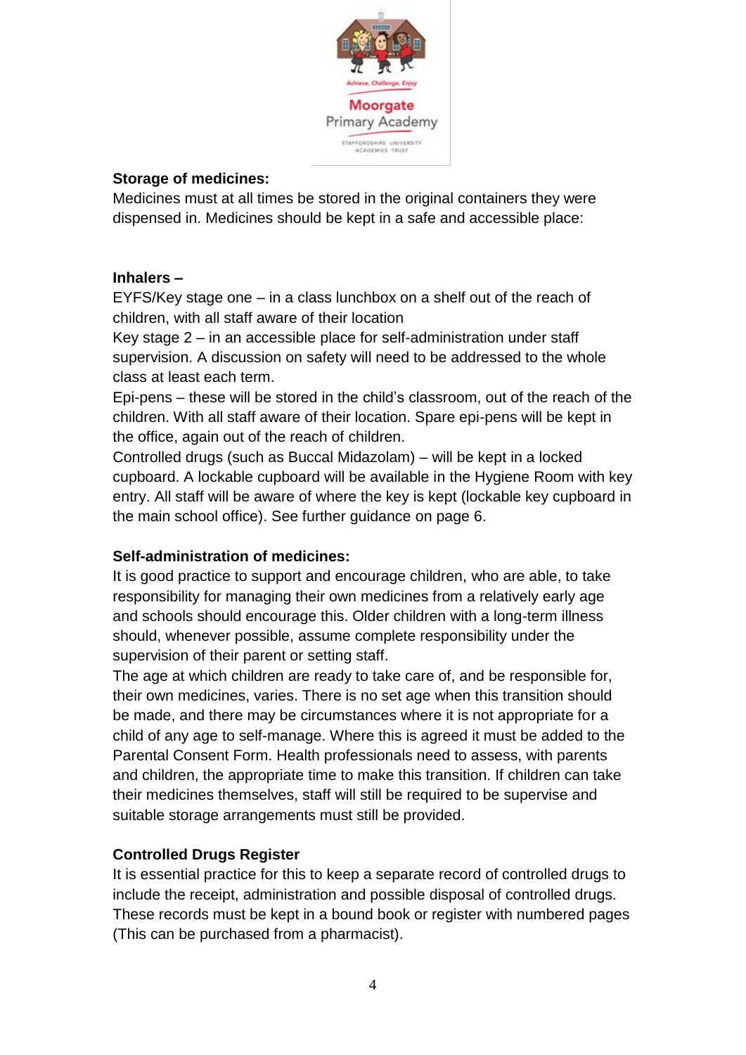**Storage of medicines:**

Medicines must at all times be stored in the original containers they were dispensed in. Medicines should be kept in a safe and accessible place:

**Inhalers –**

EYFS/Key stage one – in a class lunchbox on a shelf out of the reach of children, with all staff aware of their location

Key stage 2 – in an accessible place for self-administration under staff supervision. A discussion on safety will need to be addressed to the whole class at least each term.

Epi-pens – these will be stored in the child's classroom, out of the reach of the children. With all staff aware of their location. Spare epi-pens will be kept in the office, again out of the reach of children.

Controlled drugs (such as Buccal Midazolam) – will be kept in a locked cupboard. A lockable cupboard will be available in the Hygiene Room with key entry. All staff will be aware of where the key is kept (lockable key cupboard in the main school office). See further guidance on page 6.

**Self-administration of medicines:**

It is good practice to support and encourage children, who are able, to take responsibility for managing their own medicines from a relatively early age and schools should encourage this. Older children with a long-term illness should, whenever possible, assume complete responsibility under the supervision of their parent or setting staff.

The age at which children are ready to take care of, and be responsible for, their own medicines, varies. There is no set age when this transition should be made, and there may be circumstances where it is not appropriate for a child of any age to self-manage. Where this is agreed it must be added to the Parental Consent Form. Health professionals need to assess, with parents and children, the appropriate time to make this transition. If children can take their medicines themselves, staff will still be required to be supervise and suitable storage arrangements must still be provided.

**Controlled Drugs Register**

It is essential practice for this to keep a separate record of controlled drugs to include the receipt, administration and possible disposal of controlled drugs. These records must be kept in a bound book or register with numbered pages (This can be purchased from a pharmacist).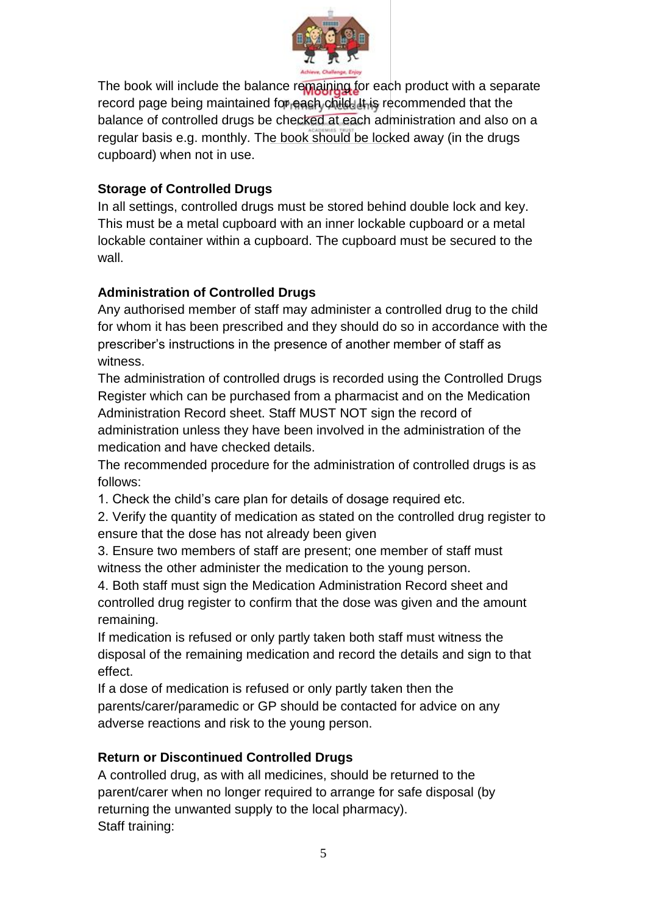The book will include the balance remaining for each product with a separate record page being maintained for each child. It is recommended that the balance of controlled drugs be checked at each administration and also on a regular basis e.g. monthly. The book should be locked away (in the drugs cupboard) when not in use.

**Storage of Controlled Drugs**

In all settings, controlled drugs must be stored behind double lock and key. This must be a metal cupboard with an inner lockable cupboard or a metal lockable container within a cupboard. The cupboard must be secured to the wall.

**Administration of Controlled Drugs**

Any authorised member of staff may administer a controlled drug to the child for whom it has been prescribed and they should do so in accordance with the prescriber's instructions in the presence of another member of staff as witness.

The administration of controlled drugs is recorded using the Controlled Drugs Register which can be purchased from a pharmacist and on the Medication Administration Record sheet. Staff MUST NOT sign the record of administration unless they have been involved in the administration of the medication and have checked details.

The recommended procedure for the administration of controlled drugs is as follows:

1. Check the child's care plan for details of dosage required etc.
2. Verify the quantity of medication as stated on the controlled drug register to ensure that the dose has not already been given
3. Ensure two members of staff are present; one member of staff must witness the other administer the medication to the young person.
4. Both staff must sign the Medication Administration Record sheet and controlled drug register to confirm that the dose was given and the amount remaining.

If medication is refused or only partly taken both staff must witness the disposal of the remaining medication and record the details and sign to that effect.

If a dose of medication is refused or only partly taken then the parents/carer/paramedic or GP should be contacted for advice on any adverse reactions and risk to the young person.

**Return or Discontinued Controlled Drugs**

A controlled drug, as with all medicines, should be returned to the parent/carer when no longer required to arrange for safe disposal (by returning the unwanted supply to the local pharmacy).

Staff training: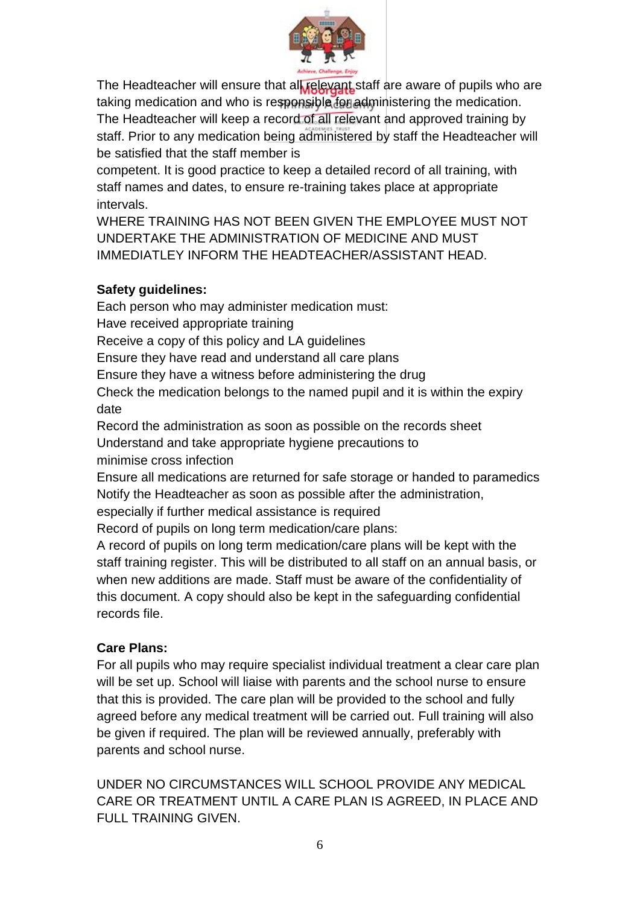The Headteacher will ensure that all relevant staff are aware of pupils who are taking medication and who is responsible for administering the medication. The Headteacher will keep a record of all relevant and approved training by staff. Prior to any medication being administered by staff the Headteacher will be satisfied that the staff member is competent. It is good practice to keep a detailed record of all training, with staff names and dates, to ensure re-training takes place at appropriate intervals.

WHERE TRAINING HAS NOT BEEN GIVEN THE EMPLOYEE MUST NOT UNDERTAKE THE ADMINISTRATION OF MEDICINE AND MUST IMMEDIATLEY INFORM THE HEADTEACHER/ASSISTANT HEAD.

**Safety guidelines:**

Each person who may administer medication must:

Have received appropriate training

Receive a copy of this policy and LA guidelines

Ensure they have read and understand all care plans

Ensure they have a witness before administering the drug

Check the medication belongs to the named pupil and it is within the expiry date

Record the administration as soon as possible on the records sheet

Understand and take appropriate hygiene precautions to minimise cross infection

Ensure all medications are returned for safe storage or handed to paramedics

Notify the Headteacher as soon as possible after the administration, especially if further medical assistance is required

Record of pupils on long term medication/care plans:

A record of pupils on long term medication/care plans will be kept with the staff training register. This will be distributed to all staff on an annual basis, or when new additions are made. Staff must be aware of the confidentiality of this document. A copy should also be kept in the safeguarding confidential records file.

**Care Plans:**

For all pupils who may require specialist individual treatment a clear care plan will be set up. School will liaise with parents and the school nurse to ensure that this is provided. The care plan will be provided to the school and fully agreed before any medical treatment will be carried out. Full training will also be given if required. The plan will be reviewed annually, preferably with parents and school nurse.

UNDER NO CIRCUMSTANCES WILL SCHOOL PROVIDE ANY MEDICAL CARE OR TREATMENT UNTIL A CARE PLAN IS AGREED, IN PLACE AND FULL TRAINING GIVEN.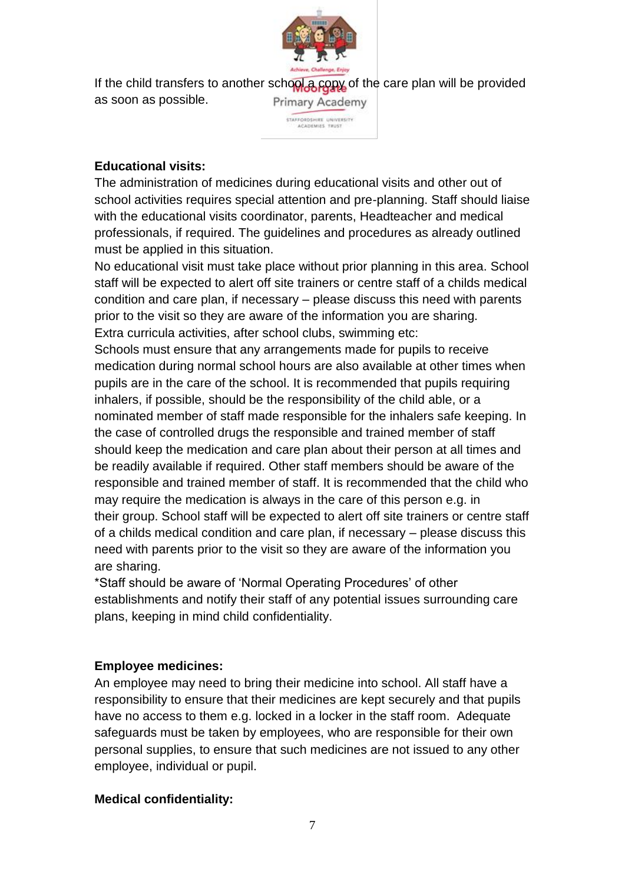If the child transfers to another school a copy of the care plan will be provided as soon as possible.

**Educational visits:**

The administration of medicines during educational visits and other out of school activities requires special attention and pre-planning. Staff should liaise with the educational visits coordinator, parents, Headteacher and medical professionals, if required. The guidelines and procedures as already outlined must be applied in this situation.

No educational visit must take place without prior planning in this area. School staff will be expected to alert off site trainers or centre staff of a childs medical condition and care plan, if necessary – please discuss this need with parents prior to the visit so they are aware of the information you are sharing.

Extra curricula activities, after school clubs, swimming etc:

Schools must ensure that any arrangements made for pupils to receive medication during normal school hours are also available at other times when pupils are in the care of the school. It is recommended that pupils requiring inhalers, if possible, should be the responsibility of the child able, or a nominated member of staff made responsible for the inhalers safe keeping. In the case of controlled drugs the responsible and trained member of staff should keep the medication and care plan about their person at all times and be readily available if required. Other staff members should be aware of the responsible and trained member of staff. It is recommended that the child who may require the medication is always in the care of this person e.g. in their group. School staff will be expected to alert off site trainers or centre staff of a childs medical condition and care plan, if necessary – please discuss this need with parents prior to the visit so they are aware of the information you are sharing.

*Staff should be aware of 'Normal Operating Procedures' of other establishments and notify their staff of any potential issues surrounding care plans, keeping in mind child confidentiality.

**Employee medicines:**

An employee may need to bring their medicine into school. All staff have a responsibility to ensure that their medicines are kept securely and that pupils have no access to them e.g. locked in a locker in the staff room. Adequate safeguards must be taken by employees, who are responsible for their own personal supplies, to ensure that such medicines are not issued to any other employee, individual or pupil.

**Medical confidentiality:**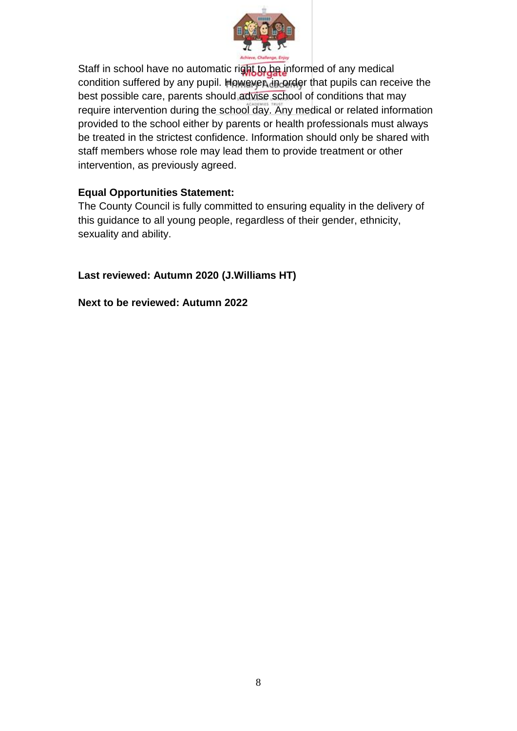Staff in school have no automatic right to be informed of any medical condition suffered by any pupil. However, in order that pupils can receive the best possible care, parents should advise school of conditions that may require intervention during the school day. Any medical or related information provided to the school either by parents or health professionals must always be treated in the strictest confidence. Information should only be shared with staff members whose role may lead them to provide treatment or other intervention, as previously agreed.

**Equal Opportunities Statement:**

The County Council is fully committed to ensuring equality in the delivery of this guidance to all young people, regardless of their gender, ethnicity, sexuality and ability.

**Last reviewed: Autumn 2020 (J.Williams HT)**

**Next to be reviewed: Autumn 2022**